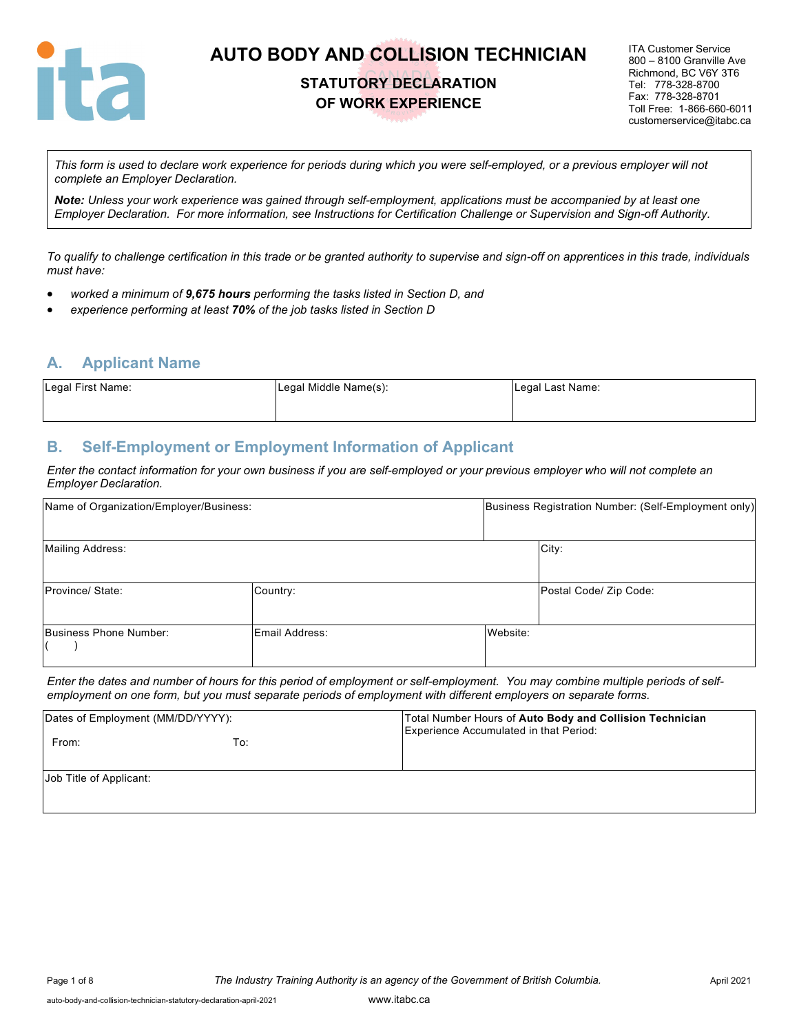# AUTO BODY AND COLLISION TECHNICIAN

## STATUTORY DECLARATION OF WORK EXPERIENCE

ITA Customer Service
800 – 8100 Granville Ave
Richmond, BC V6Y 3T6
Tel: 778-328-8700
Fax: 778-328-8701
Toll Free: 1-866-660-6011
customerservice@itabc.ca

*This form is used to declare work experience for periods during which you were self-employed, or a previous employer will not complete an Employer Declaration.*

***Note:*** *Unless your work experience was gained through self-employment, applications must be accompanied by at least one Employer Declaration. For more information, see Instructions for Certification Challenge or Supervision and Sign-off Authority.*

*To qualify to challenge certification in this trade or be granted authority to supervise and sign-off on apprentices in this trade, individuals must have:*

- *worked a minimum of **9,675 hours** performing the tasks listed in Section D, and*
- *experience performing at least **70%** of the job tasks listed in Section D*

## A. Applicant Name

| Legal First Name: | Legal Middle Name(s): | Legal Last Name: |
|---|---|---|
| | | |

## B. Self-Employment or Employment Information of Applicant

*Enter the contact information for your own business if you are self-employed or your previous employer who will not complete an Employer Declaration.*

| Name of Organization/Employer/Business: | | Business Registration Number: (Self-Employment only) |
|---|---|---|
| **Mailing Address:** | | **City:** |
| **Province/ State:** | **Country:** | **Postal Code/ Zip Code:** |
| **Business Phone Number:** ( ) | **Email Address:** | **Website:** |

*Enter the dates and number of hours for this period of employment or self-employment. You may combine multiple periods of self-employment on one form, but you must separate periods of employment with different employers on separate forms.*

| Dates of Employment (MM/DD/YYYY): From: To: | Total Number Hours of **Auto Body and Collision Technician** Experience Accumulated in that Period: |
|---|---|
| **Job Title of Applicant:** | |

*The Industry Training Authority is an agency of the Government of British Columbia.*

April 2021

www.itabc.ca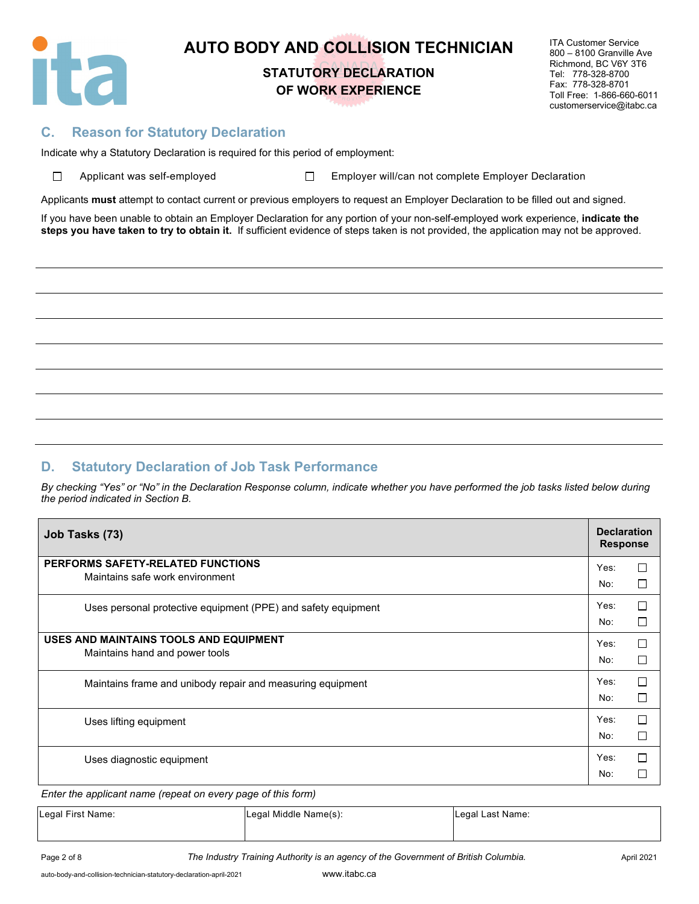# AUTO BODY AND COLLISION TECHNICIAN

## STATUTORY DECLARATION OF WORK EXPERIENCE

ITA Customer Service
800 – 8100 Granville Ave
Richmond, BC V6Y 3T6
Tel: 778-328-8700
Fax: 778-328-8701
Toll Free: 1-866-660-6011
customerservice@itabc.ca

## C. Reason for Statutory Declaration

Indicate why a Statutory Declaration is required for this period of employment:

☐ Applicant was self-employed ☐ Employer will/can not complete Employer Declaration

Applicants **must** attempt to contact current or previous employers to request an Employer Declaration to be filled out and signed.

If you have been unable to obtain an Employer Declaration for any portion of your non-self-employed work experience, **indicate the steps you have taken to try to obtain it.** If sufficient evidence of steps taken is not provided, the application may not be approved.

______________________________________________________________________

______________________________________________________________________

______________________________________________________________________

______________________________________________________________________

______________________________________________________________________

______________________________________________________________________

______________________________________________________________________

## D. Statutory Declaration of Job Task Performance

*By checking "Yes" or "No" in the Declaration Response column, indicate whether you have performed the job tasks listed below during the period indicated in Section B.*

| Job Tasks (73) | Declaration Response |
|---|---|
| **PERFORMS SAFETY-RELATED FUNCTIONS**<br>Maintains safe work environment | Yes: ☐<br>No: ☐ |
| Uses personal protective equipment (PPE) and safety equipment | Yes: ☐<br>No: ☐ |
| **USES AND MAINTAINS TOOLS AND EQUIPMENT**<br>Maintains hand and power tools | Yes: ☐<br>No: ☐ |
| Maintains frame and unibody repair and measuring equipment | Yes: ☐<br>No: ☐ |
| Uses lifting equipment | Yes: ☐<br>No: ☐ |
| Uses diagnostic equipment | Yes: ☐<br>No: ☐ |

*Enter the applicant name (repeat on every page of this form)*

| Legal First Name: | Legal Middle Name(s): | Legal Last Name: |
|---|---|---|
| | | |

*The Industry Training Authority is an agency of the Government of British Columbia.*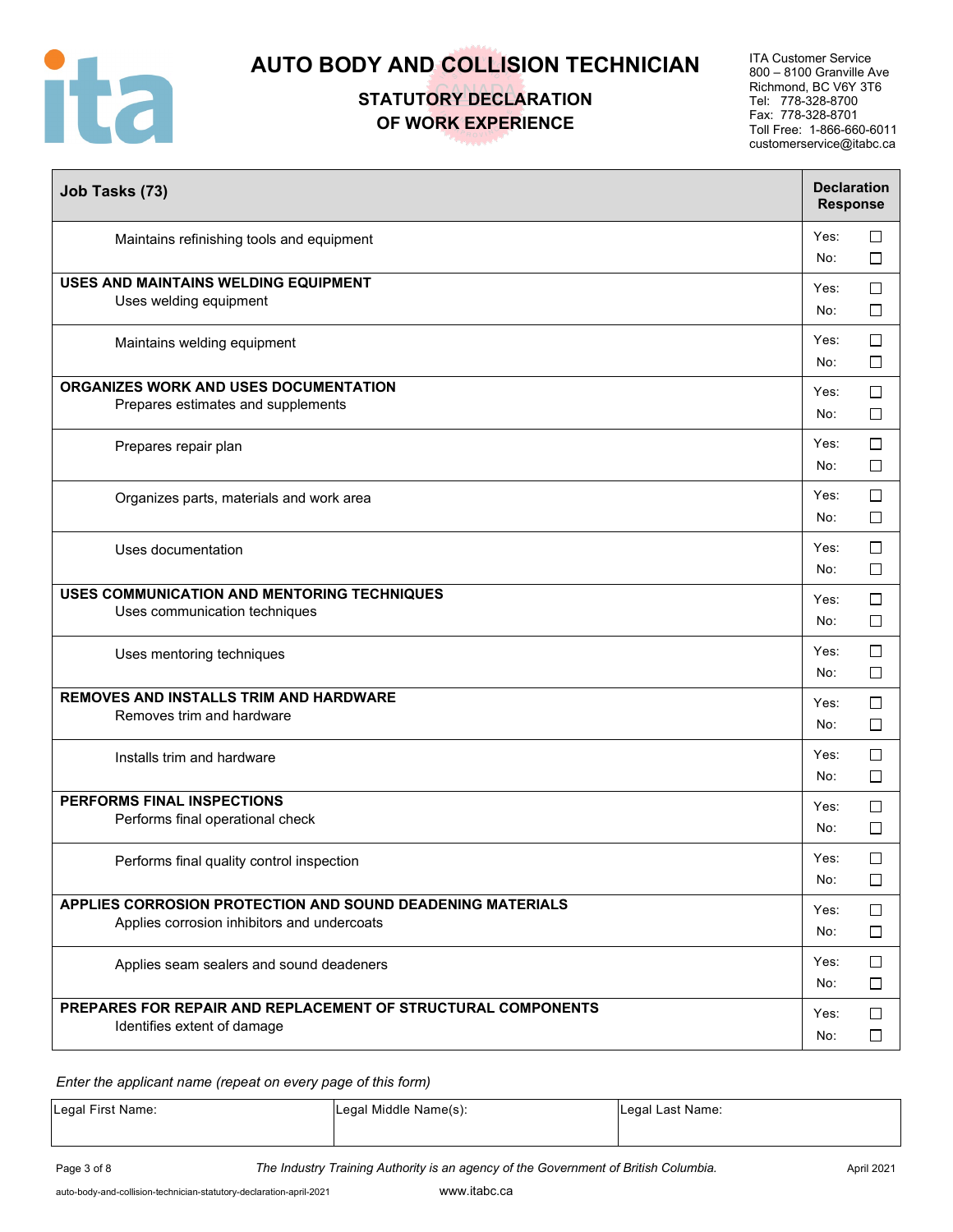# AUTO BODY AND COLLISION TECHNICIAN

## STATUTORY DECLARATION OF WORK EXPERIENCE

ITA Customer Service
800 – 8100 Granville Ave
Richmond, BC V6Y 3T6
Tel: 778-328-8700
Fax: 778-328-8701
Toll Free: 1-866-660-6011
customerservice@itabc.ca

| Job Tasks (73) | Declaration Response |
|---|---|
| Maintains refinishing tools and equipment | Yes: ☐ No: ☐ |
| **USES AND MAINTAINS WELDING EQUIPMENT** Uses welding equipment | Yes: ☐ No: ☐ |
| Maintains welding equipment | Yes: ☐ No: ☐ |
| **ORGANIZES WORK AND USES DOCUMENTATION** Prepares estimates and supplements | Yes: ☐ No: ☐ |
| Prepares repair plan | Yes: ☐ No: ☐ |
| Organizes parts, materials and work area | Yes: ☐ No: ☐ |
| Uses documentation | Yes: ☐ No: ☐ |
| **USES COMMUNICATION AND MENTORING TECHNIQUES** Uses communication techniques | Yes: ☐ No: ☐ |
| Uses mentoring techniques | Yes: ☐ No: ☐ |
| **REMOVES AND INSTALLS TRIM AND HARDWARE** Removes trim and hardware | Yes: ☐ No: ☐ |
| Installs trim and hardware | Yes: ☐ No: ☐ |
| **PERFORMS FINAL INSPECTIONS** Performs final operational check | Yes: ☐ No: ☐ |
| Performs final quality control inspection | Yes: ☐ No: ☐ |
| **APPLIES CORROSION PROTECTION AND SOUND DEADENING MATERIALS** Applies corrosion inhibitors and undercoats | Yes: ☐ No: ☐ |
| Applies seam sealers and sound deadeners | Yes: ☐ No: ☐ |
| **PREPARES FOR REPAIR AND REPLACEMENT OF STRUCTURAL COMPONENTS** Identifies extent of damage | Yes: ☐ No: ☐ |

*Enter the applicant name (repeat on every page of this form)*

| Legal First Name: | Legal Middle Name(s): | Legal Last Name: |
|---|---|---|
| | | |

*The Industry Training Authority is an agency of the Government of British Columbia.*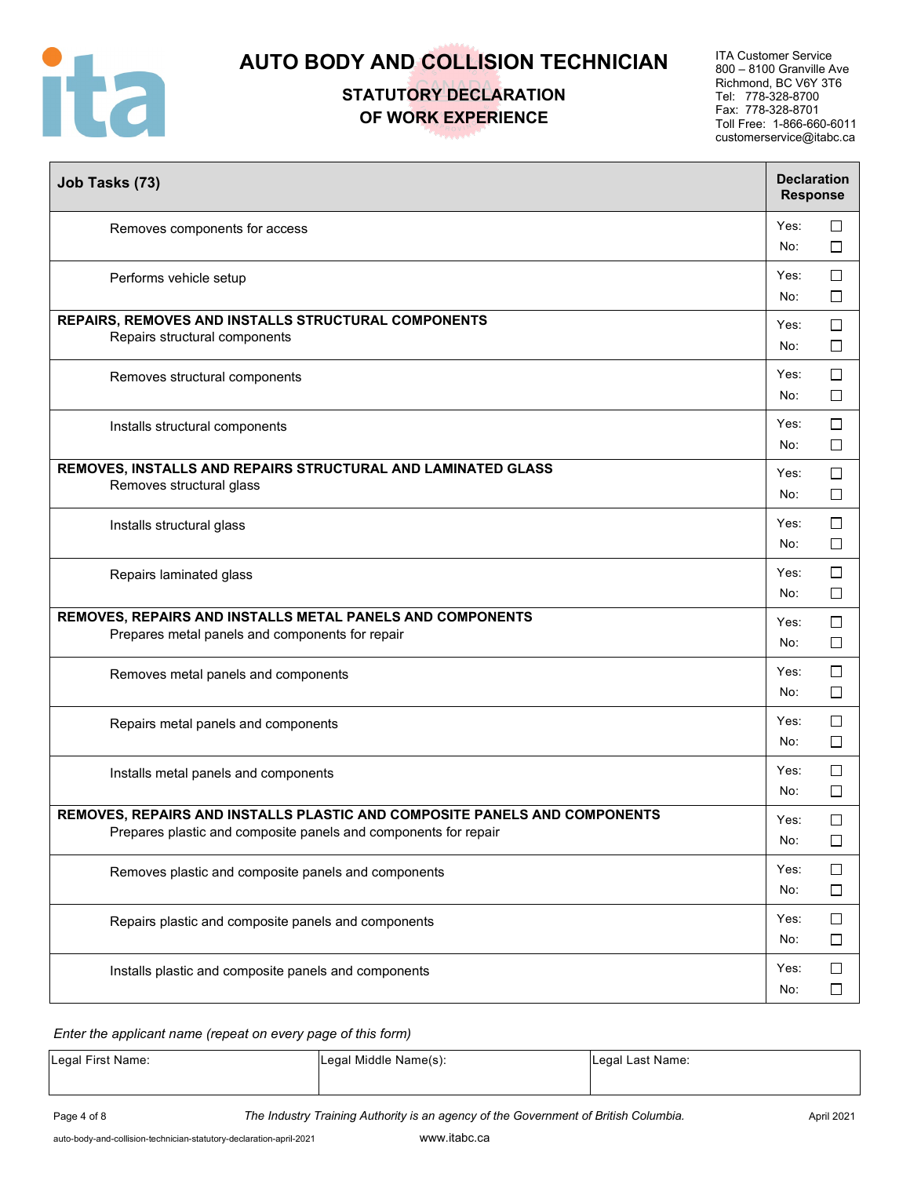# AUTO BODY AND COLLISION TECHNICIAN

## STATUTORY DECLARATION OF WORK EXPERIENCE

ITA Customer Service
800 – 8100 Granville Ave
Richmond, BC V6Y 3T6
Tel: 778-328-8700
Fax: 778-328-8701
Toll Free: 1-866-660-6011
customerservice@itabc.ca

| Job Tasks (73) | Declaration Response |
|---|---|
| Removes components for access | Yes: ☐ No: ☐ |
| Performs vehicle setup | Yes: ☐ No: ☐ |
| **REPAIRS, REMOVES AND INSTALLS STRUCTURAL COMPONENTS** Repairs structural components | Yes: ☐ No: ☐ |
| Removes structural components | Yes: ☐ No: ☐ |
| Installs structural components | Yes: ☐ No: ☐ |
| **REMOVES, INSTALLS AND REPAIRS STRUCTURAL AND LAMINATED GLASS** Removes structural glass | Yes: ☐ No: ☐ |
| Installs structural glass | Yes: ☐ No: ☐ |
| Repairs laminated glass | Yes: ☐ No: ☐ |
| **REMOVES, REPAIRS AND INSTALLS METAL PANELS AND COMPONENTS** Prepares metal panels and components for repair | Yes: ☐ No: ☐ |
| Removes metal panels and components | Yes: ☐ No: ☐ |
| Repairs metal panels and components | Yes: ☐ No: ☐ |
| Installs metal panels and components | Yes: ☐ No: ☐ |
| **REMOVES, REPAIRS AND INSTALLS PLASTIC AND COMPOSITE PANELS AND COMPONENTS** Prepares plastic and composite panels and components for repair | Yes: ☐ No: ☐ |
| Removes plastic and composite panels and components | Yes: ☐ No: ☐ |
| Repairs plastic and composite panels and components | Yes: ☐ No: ☐ |
| Installs plastic and composite panels and components | Yes: ☐ No: ☐ |

*Enter the applicant name (repeat on every page of this form)*

| Legal First Name: | Legal Middle Name(s): | Legal Last Name: |
|---|---|---|
| | | |

*The Industry Training Authority is an agency of the Government of British Columbia.*

April 2021

auto-body-and-collision-technician-statutory-declaration-april-2021

www.itabc.ca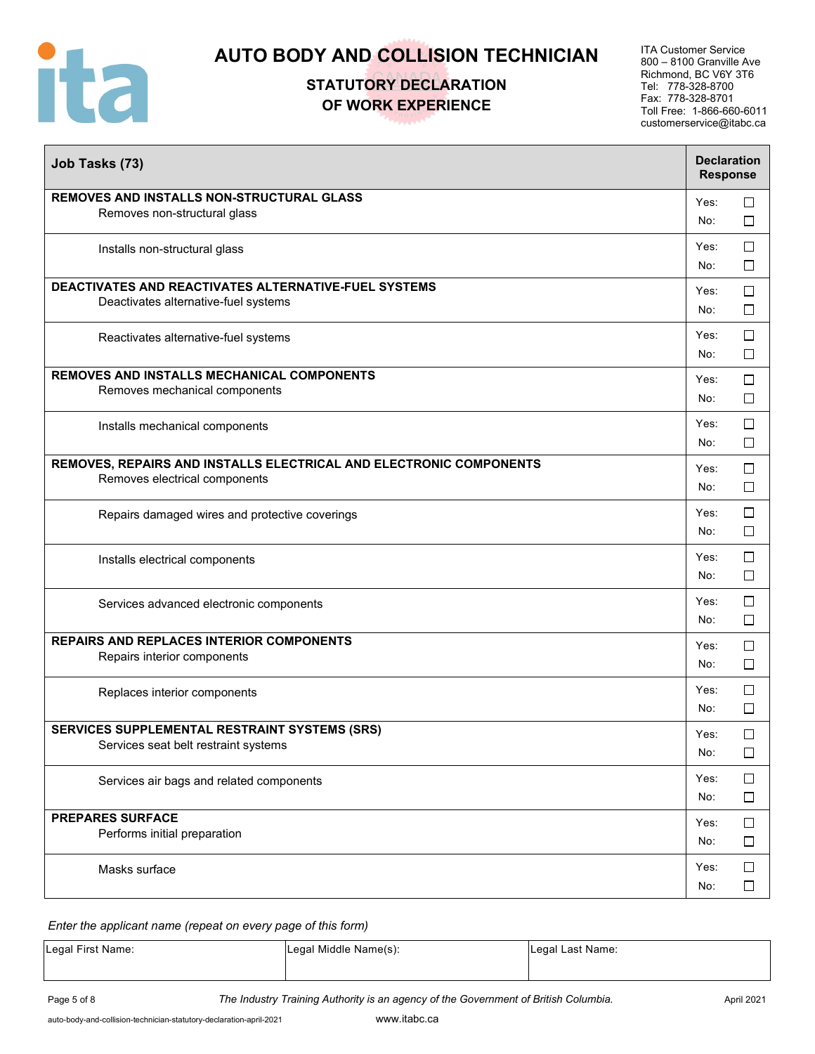# AUTO BODY AND COLLISION TECHNICIAN

## STATUTORY DECLARATION OF WORK EXPERIENCE

ITA Customer Service
800 – 8100 Granville Ave
Richmond, BC V6Y 3T6
Tel: 778-328-8700
Fax: 778-328-8701
Toll Free: 1-866-660-6011
customerservice@itabc.ca

| Job Tasks (73) | Declaration Response |
|---|---|
| **REMOVES AND INSTALLS NON-STRUCTURAL GLASS**<br>Removes non-structural glass | Yes: ☐<br>No: ☐ |
| Installs non-structural glass | Yes: ☐<br>No: ☐ |
| **DEACTIVATES AND REACTIVATES ALTERNATIVE-FUEL SYSTEMS**<br>Deactivates alternative-fuel systems | Yes: ☐<br>No: ☐ |
| Reactivates alternative-fuel systems | Yes: ☐<br>No: ☐ |
| **REMOVES AND INSTALLS MECHANICAL COMPONENTS**<br>Removes mechanical components | Yes: ☐<br>No: ☐ |
| Installs mechanical components | Yes: ☐<br>No: ☐ |
| **REMOVES, REPAIRS AND INSTALLS ELECTRICAL AND ELECTRONIC COMPONENTS**<br>Removes electrical components | Yes: ☐<br>No: ☐ |
| Repairs damaged wires and protective coverings | Yes: ☐<br>No: ☐ |
| Installs electrical components | Yes: ☐<br>No: ☐ |
| Services advanced electronic components | Yes: ☐<br>No: ☐ |
| **REPAIRS AND REPLACES INTERIOR COMPONENTS**<br>Repairs interior components | Yes: ☐<br>No: ☐ |
| Replaces interior components | Yes: ☐<br>No: ☐ |
| **SERVICES SUPPLEMENTAL RESTRAINT SYSTEMS (SRS)**<br>Services seat belt restraint systems | Yes: ☐<br>No: ☐ |
| Services air bags and related components | Yes: ☐<br>No: ☐ |
| **PREPARES SURFACE**<br>Performs initial preparation | Yes: ☐<br>No: ☐ |
| Masks surface | Yes: ☐<br>No: ☐ |

*Enter the applicant name (repeat on every page of this form)*

| Legal First Name: | Legal Middle Name(s): | Legal Last Name: |
|---|---|---|
| | | |

*The Industry Training Authority is an agency of the Government of British Columbia.*

April 2021

auto-body-and-collision-technician-statutory-declaration-april-2021

www.itabc.ca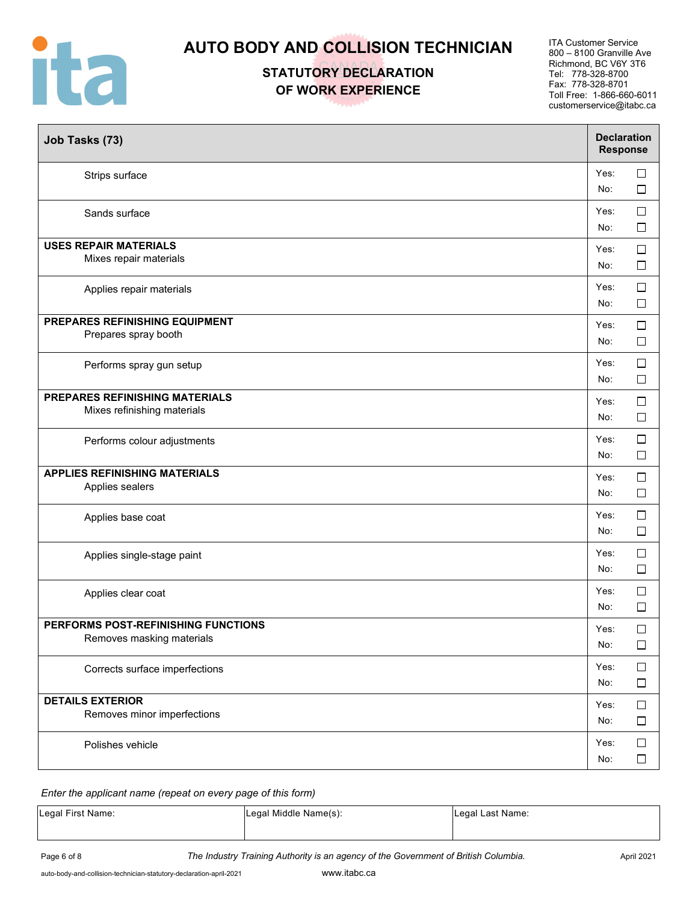# AUTO BODY AND COLLISION TECHNICIAN

## STATUTORY DECLARATION OF WORK EXPERIENCE

ITA Customer Service
800 – 8100 Granville Ave
Richmond, BC V6Y 3T6
Tel: 778-328-8700
Fax: 778-328-8701
Toll Free: 1-866-660-6011
customerservice@itabc.ca

| Job Tasks (73) | Declaration Response |
|---|---|
| Strips surface | Yes: ☐ No: ☐ |
| Sands surface | Yes: ☐ No: ☐ |
| **USES REPAIR MATERIALS** Mixes repair materials | Yes: ☐ No: ☐ |
| Applies repair materials | Yes: ☐ No: ☐ |
| **PREPARES REFINISHING EQUIPMENT** Prepares spray booth | Yes: ☐ No: ☐ |
| Performs spray gun setup | Yes: ☐ No: ☐ |
| **PREPARES REFINISHING MATERIALS** Mixes refinishing materials | Yes: ☐ No: ☐ |
| Performs colour adjustments | Yes: ☐ No: ☐ |
| **APPLIES REFINISHING MATERIALS** Applies sealers | Yes: ☐ No: ☐ |
| Applies base coat | Yes: ☐ No: ☐ |
| Applies single-stage paint | Yes: ☐ No: ☐ |
| Applies clear coat | Yes: ☐ No: ☐ |
| **PERFORMS POST-REFINISHING FUNCTIONS** Removes masking materials | Yes: ☐ No: ☐ |
| Corrects surface imperfections | Yes: ☐ No: ☐ |
| **DETAILS EXTERIOR** Removes minor imperfections | Yes: ☐ No: ☐ |
| Polishes vehicle | Yes: ☐ No: ☐ |

*Enter the applicant name (repeat on every page of this form)*

| Legal First Name: | Legal Middle Name(s): | Legal Last Name: |
|---|---|---|
| | | |

*The Industry Training Authority is an agency of the Government of British Columbia.*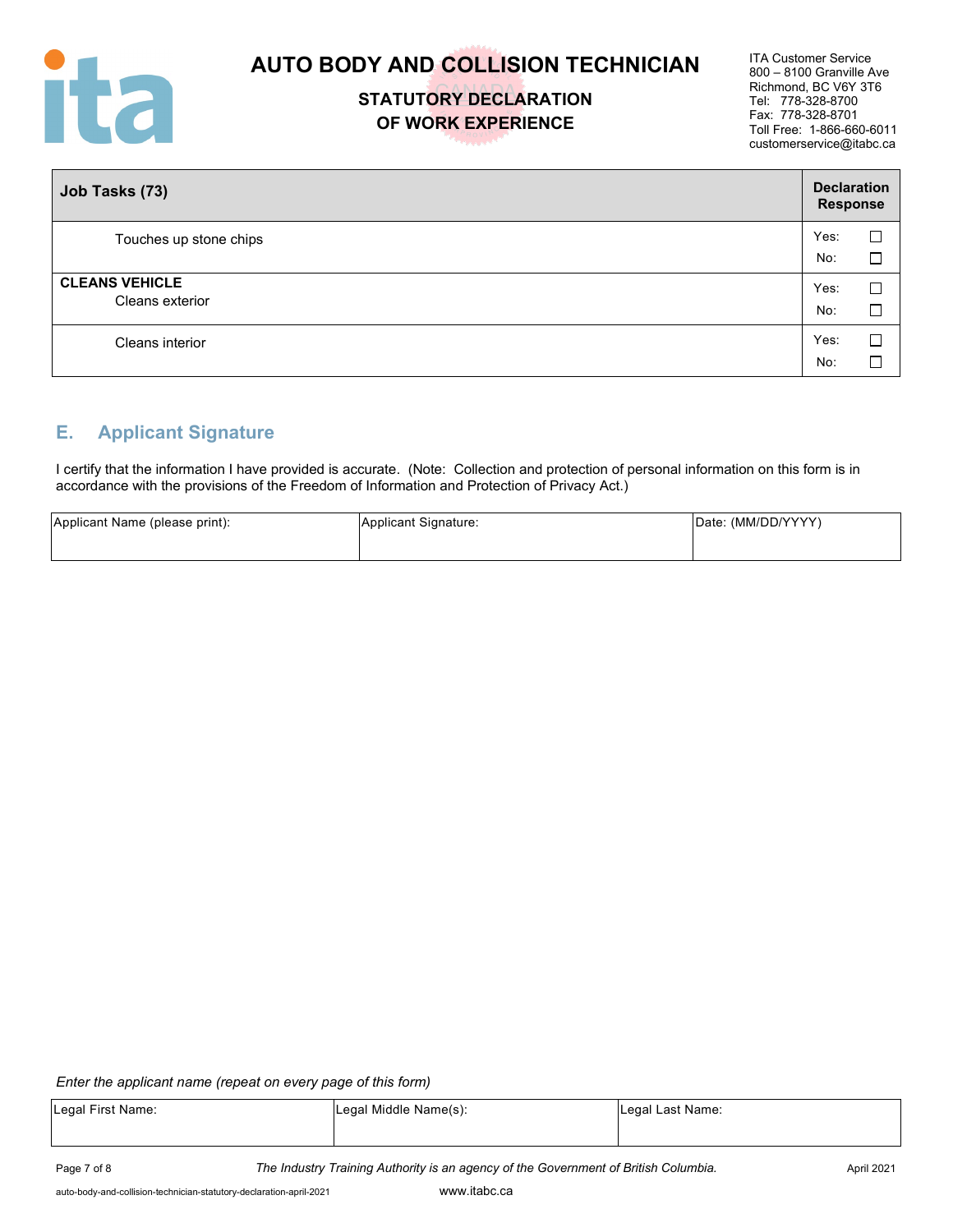| Job Tasks (73) | Declaration Response |
|---|---|
| Touches up stone chips | Yes: ☐ No: ☐ |
| **CLEANS VEHICLE** Cleans exterior | Yes: ☐ No: ☐ |
| Cleans interior | Yes: ☐ No: ☐ |

## E. Applicant Signature

I certify that the information I have provided is accurate. (Note: Collection and protection of personal information on this form is in accordance with the provisions of the Freedom of Information and Protection of Privacy Act.)

| Applicant Name (please print): | Applicant Signature: | Date: (MM/DD/YYYY) |
|---|---|---|
| | | |

*Enter the applicant name (repeat on every page of this form)*

| Legal First Name: | Legal Middle Name(s): | Legal Last Name: |
|---|---|---|
| | | |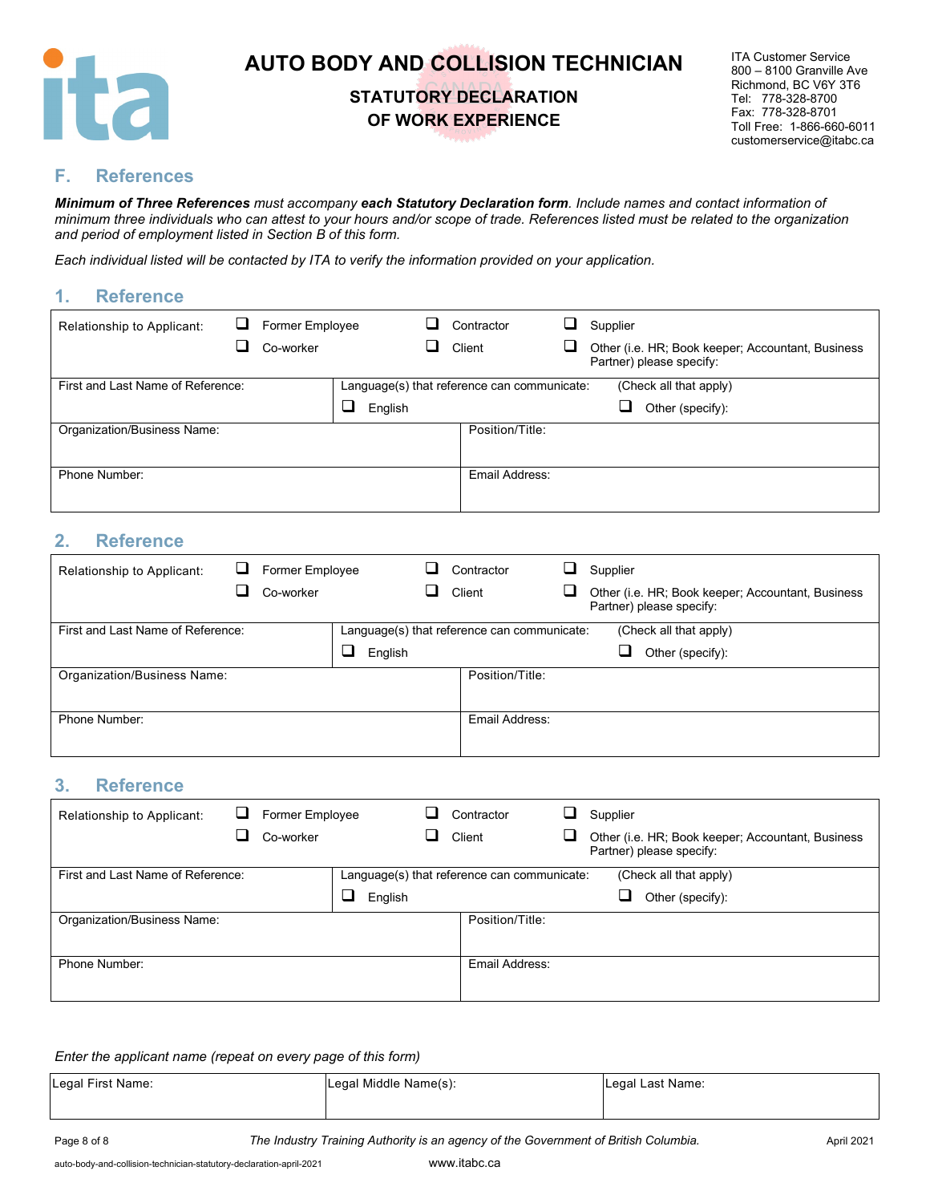# AUTO BODY AND COLLISION TECHNICIAN

## STATUTORY DECLARATION OF WORK EXPERIENCE

ITA Customer Service
800 – 8100 Granville Ave
Richmond, BC V6Y 3T6
Tel: 778-328-8700
Fax: 778-328-8701
Toll Free: 1-866-660-6011
customerservice@itabc.ca

## F. References

***Minimum of Three References** must accompany **each Statutory Declaration form**. Include names and contact information of minimum three individuals who can attest to your hours and/or scope of trade. References listed must be related to the organization and period of employment listed in Section B of this form.*

*Each individual listed will be contacted by ITA to verify the information provided on your application.*

### 1. Reference

| | | |
|---|---|---|
| Relationship to Applicant: ❑ Former Employee ❑ Co-worker | ❑ Contractor ❑ Client | ❑ Supplier ❑ Other (i.e. HR; Book keeper; Accountant, Business Partner) please specify: |
| First and Last Name of Reference: | Language(s) that reference can communicate: ❑ English | (Check all that apply) ❑ Other (specify): |
| Organization/Business Name: | Position/Title: | |
| Phone Number: | Email Address: | |

### 2. Reference

| | | |
|---|---|---|
| Relationship to Applicant: ❑ Former Employee ❑ Co-worker | ❑ Contractor ❑ Client | ❑ Supplier ❑ Other (i.e. HR; Book keeper; Accountant, Business Partner) please specify: |
| First and Last Name of Reference: | Language(s) that reference can communicate: ❑ English | (Check all that apply) ❑ Other (specify): |
| Organization/Business Name: | Position/Title: | |
| Phone Number: | Email Address: | |

### 3. Reference

| | | |
|---|---|---|
| Relationship to Applicant: ❑ Former Employee ❑ Co-worker | ❑ Contractor ❑ Client | ❑ Supplier ❑ Other (i.e. HR; Book keeper; Accountant, Business Partner) please specify: |
| First and Last Name of Reference: | Language(s) that reference can communicate: ❑ English | (Check all that apply) ❑ Other (specify): |
| Organization/Business Name: | Position/Title: | |
| Phone Number: | Email Address: | |

*Enter the applicant name (repeat on every page of this form)*

| Legal First Name: | Legal Middle Name(s): | Legal Last Name: |
|---|---|---|
| | | |

*The Industry Training Authority is an agency of the Government of British Columbia.*

April 2021

auto-body-and-collision-technician-statutory-declaration-april-2021

www.itabc.ca